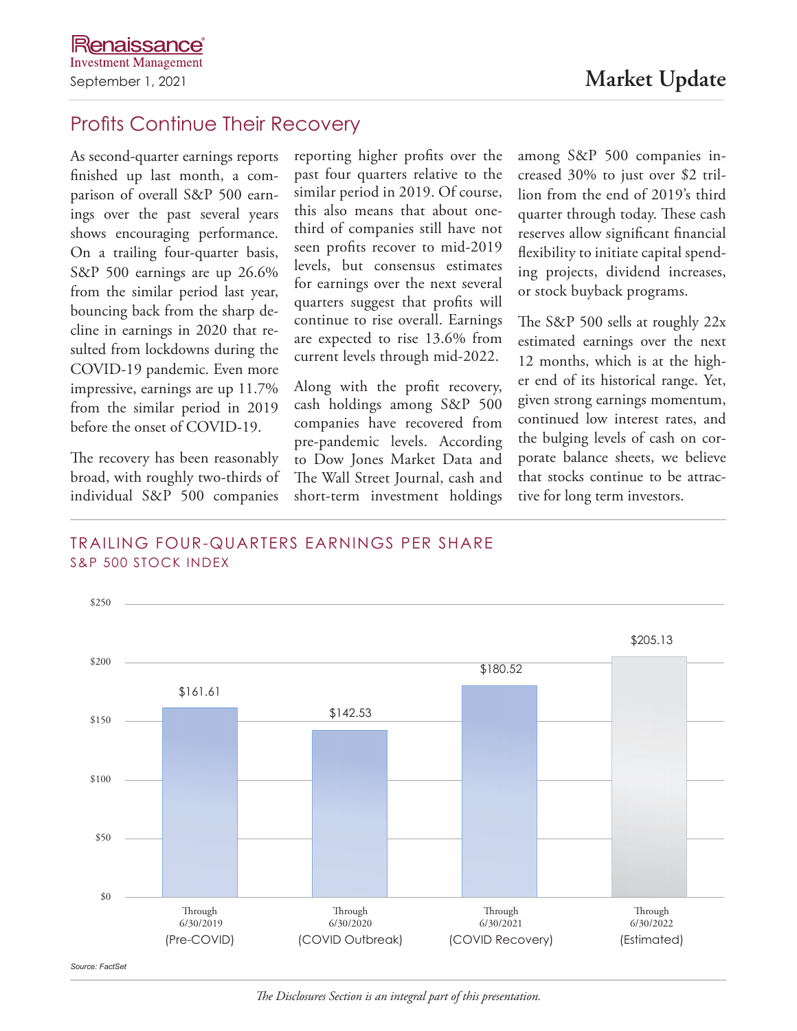Renaissance Investment Management

September 1, 2021

# Market Update

## Profits Continue Their Recovery

As second-quarter earnings reports finished up last month, a comparison of overall S&P 500 earnings over the past several years shows encouraging performance. On a trailing four-quarter basis, S&P 500 earnings are up 26.6% from the similar period last year, bouncing back from the sharp decline in earnings in 2020 that resulted from lockdowns during the COVID-19 pandemic. Even more impressive, earnings are up 11.7% from the similar period in 2019 before the onset of COVID-19.

The recovery has been reasonably broad, with roughly two-thirds of individual S&P 500 companies reporting higher profits over the past four quarters relative to the similar period in 2019. Of course, this also means that about one-third of companies still have not seen profits recover to mid-2019 levels, but consensus estimates for earnings over the next several quarters suggest that profits will continue to rise overall. Earnings are expected to rise 13.6% from current levels through mid-2022.

Along with the profit recovery, cash holdings among S&P 500 companies have recovered from pre-pandemic levels. According to Dow Jones Market Data and The Wall Street Journal, cash and short-term investment holdings among S&P 500 companies increased 30% to just over $2 trillion from the end of 2019's third quarter through today. These cash reserves allow significant financial flexibility to initiate capital spending projects, dividend increases, or stock buyback programs.

The S&P 500 sells at roughly 22x estimated earnings over the next 12 months, which is at the higher end of its historical range. Yet, given strong earnings momentum, continued low interest rates, and the bulging levels of cash on corporate balance sheets, we believe that stocks continue to be attractive for long term investors.

### TRAILING FOUR-QUARTERS EARNINGS PER SHARE
S&P 500 STOCK INDEX

| Period | Earnings Per Share |
| --- | --- |
| Through 6/30/2019 (Pre-COVID) | $161.61 |
| Through 6/30/2020 (COVID Outbreak) | $142.53 |
| Through 6/30/2021 (COVID Recovery) | $180.52 |
| Through 6/30/2022 (Estimated) | $205.13 |

*Source: FactSet*

*The Disclosures Section is an integral part of this presentation.*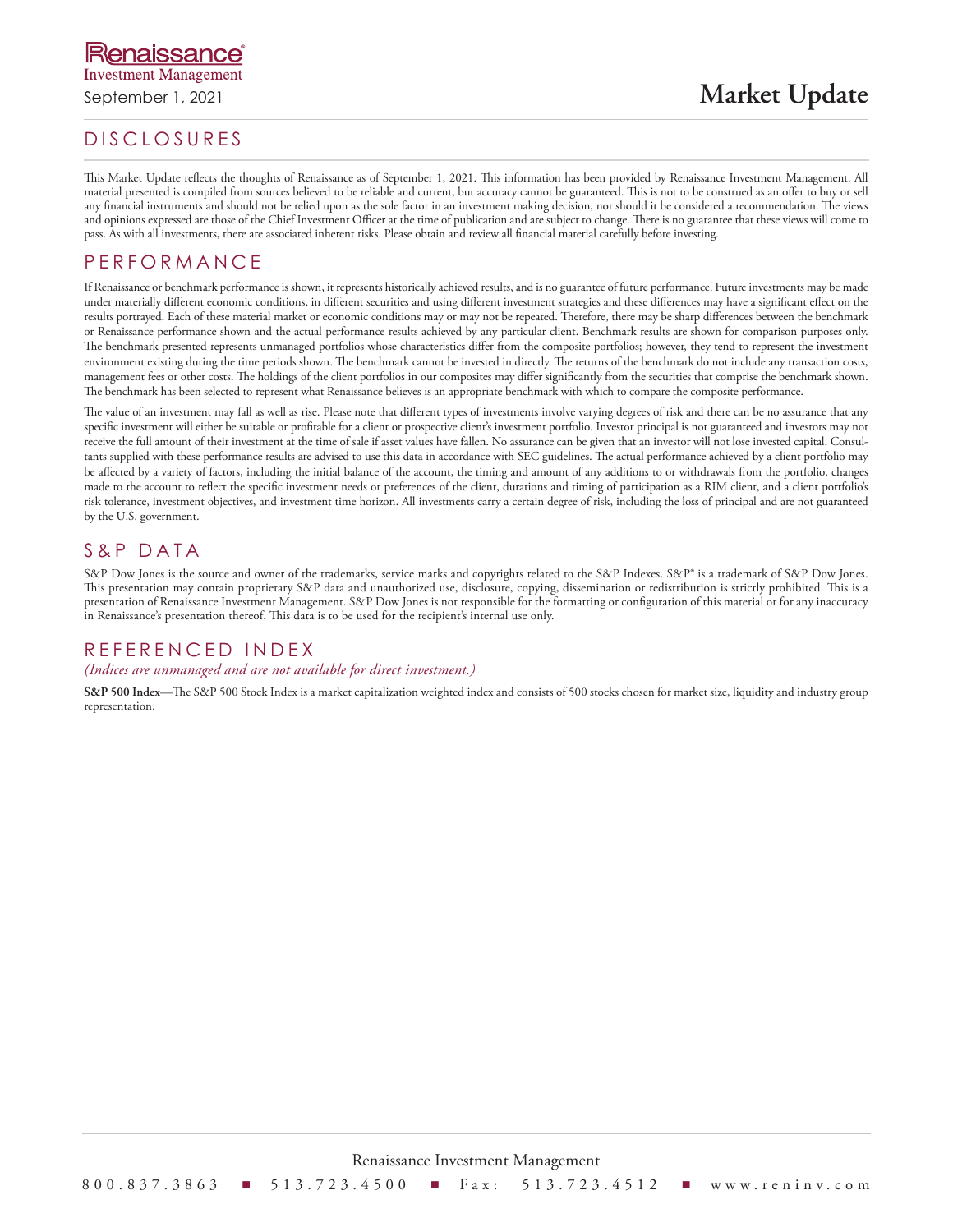## DISCLOSURES

This Market Update reflects the thoughts of Renaissance as of September 1, 2021. This information has been provided by Renaissance Investment Management. All material presented is compiled from sources believed to be reliable and current, but accuracy cannot be guaranteed. This is not to be construed as an offer to buy or sell any financial instruments and should not be relied upon as the sole factor in an investment making decision, nor should it be considered a recommendation. The views and opinions expressed are those of the Chief Investment Officer at the time of publication and are subject to change. There is no guarantee that these views will come to pass. As with all investments, there are associated inherent risks. Please obtain and review all financial material carefully before investing.

## PERFORMANCE

If Renaissance or benchmark performance is shown, it represents historically achieved results, and is no guarantee of future performance. Future investments may be made under materially different economic conditions, in different securities and using different investment strategies and these differences may have a significant effect on the results portrayed. Each of these material market or economic conditions may or may not be repeated. Therefore, there may be sharp differences between the benchmark or Renaissance performance shown and the actual performance results achieved by any particular client. Benchmark results are shown for comparison purposes only. The benchmark presented represents unmanaged portfolios whose characteristics differ from the composite portfolios; however, they tend to represent the investment environment existing during the time periods shown. The benchmark cannot be invested in directly. The returns of the benchmark do not include any transaction costs, management fees or other costs. The holdings of the client portfolios in our composites may differ significantly from the securities that comprise the benchmark shown. The benchmark has been selected to represent what Renaissance believes is an appropriate benchmark with which to compare the composite performance.

The value of an investment may fall as well as rise. Please note that different types of investments involve varying degrees of risk and there can be no assurance that any specific investment will either be suitable or profitable for a client or prospective client's investment portfolio. Investor principal is not guaranteed and investors may not receive the full amount of their investment at the time of sale if asset values have fallen. No assurance can be given that an investor will not lose invested capital. Consultants supplied with these performance results are advised to use this data in accordance with SEC guidelines. The actual performance achieved by a client portfolio may be affected by a variety of factors, including the initial balance of the account, the timing and amount of any additions to or withdrawals from the portfolio, changes made to the account to reflect the specific investment needs or preferences of the client, durations and timing of participation as a RIM client, and a client portfolio's risk tolerance, investment objectives, and investment time horizon. All investments carry a certain degree of risk, including the loss of principal and are not guaranteed by the U.S. government.

## S&P DATA

S&P Dow Jones is the source and owner of the trademarks, service marks and copyrights related to the S&P Indexes. S&P® is a trademark of S&P Dow Jones. This presentation may contain proprietary S&P data and unauthorized use, disclosure, copying, dissemination or redistribution is strictly prohibited. This is a presentation of Renaissance Investment Management. S&P Dow Jones is not responsible for the formatting or configuration of this material or for any inaccuracy in Renaissance's presentation thereof. This data is to be used for the recipient's internal use only.

## REFERENCED INDEX

*(Indices are unmanaged and are not available for direct investment.)*

**S&P 500 Index**—The S&P 500 Stock Index is a market capitalization weighted index and consists of 500 stocks chosen for market size, liquidity and industry group representation.

Renaissance Investment Management

800.837.3863 ■ 513.723.4500 ■ Fax: 513.723.4512 ■ www.reninv.com